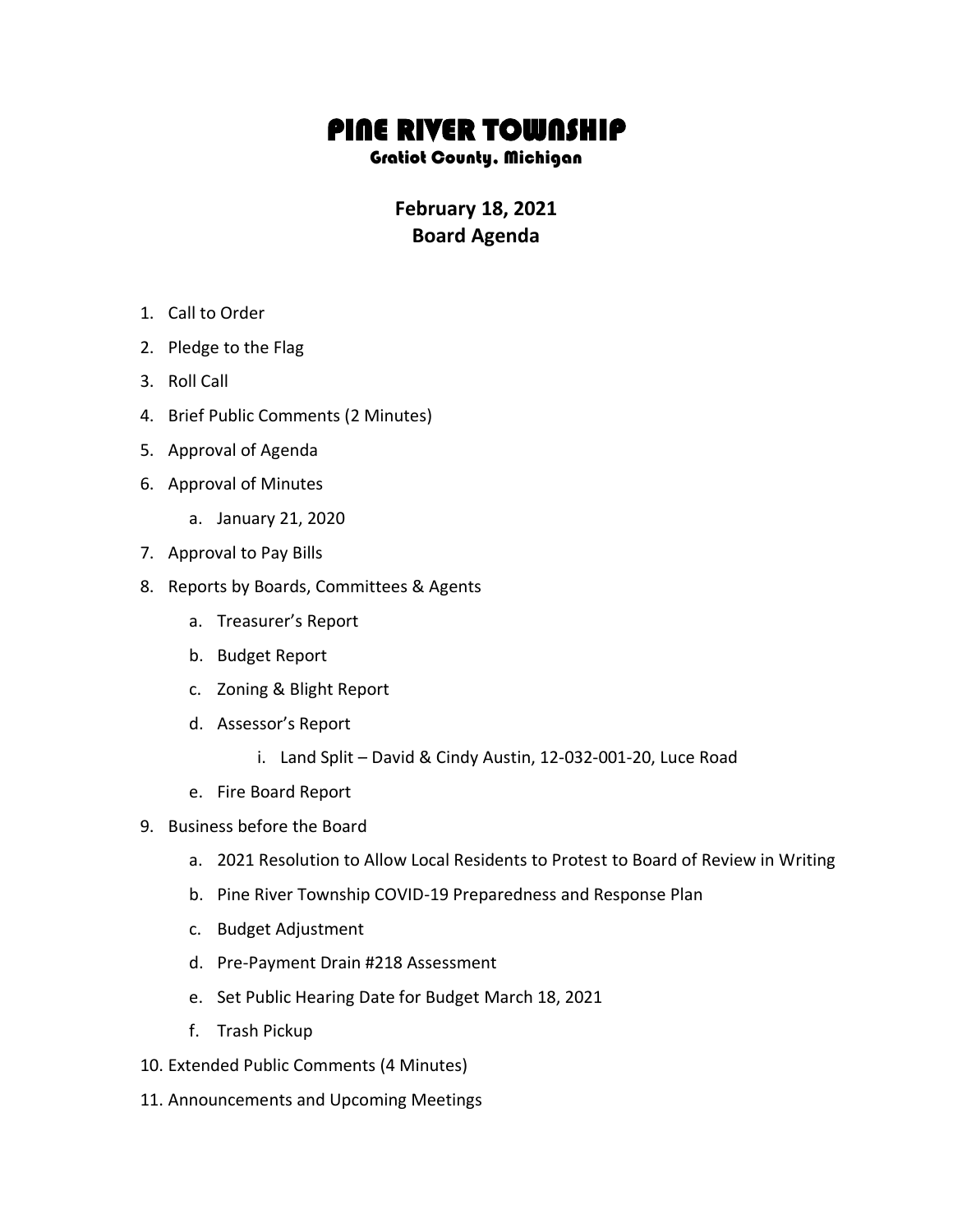# PINE RIVER TOWNSHIP

### Gratiot County, Michigan

## February 18, 2021
## Board Agenda

1. Call to Order
2. Pledge to the Flag
3. Roll Call
4. Brief Public Comments (2 Minutes)
5. Approval of Agenda
6. Approval of Minutes
    a. January 21, 2020
7. Approval to Pay Bills
8. Reports by Boards, Committees & Agents
    a. Treasurer's Report
    b. Budget Report
    c. Zoning & Blight Report
    d. Assessor's Report
        i. Land Split – David & Cindy Austin, 12-032-001-20, Luce Road
    e. Fire Board Report
9. Business before the Board
    a. 2021 Resolution to Allow Local Residents to Protest to Board of Review in Writing
    b. Pine River Township COVID-19 Preparedness and Response Plan
    c. Budget Adjustment
    d. Pre-Payment Drain #218 Assessment
    e. Set Public Hearing Date for Budget March 18, 2021
    f. Trash Pickup
10. Extended Public Comments (4 Minutes)
11. Announcements and Upcoming Meetings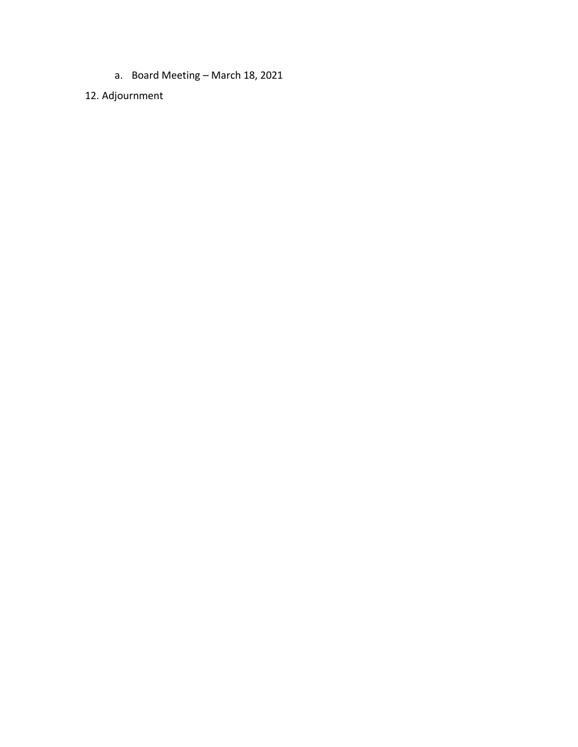a. Board Meeting – March 18, 2021

12. Adjournment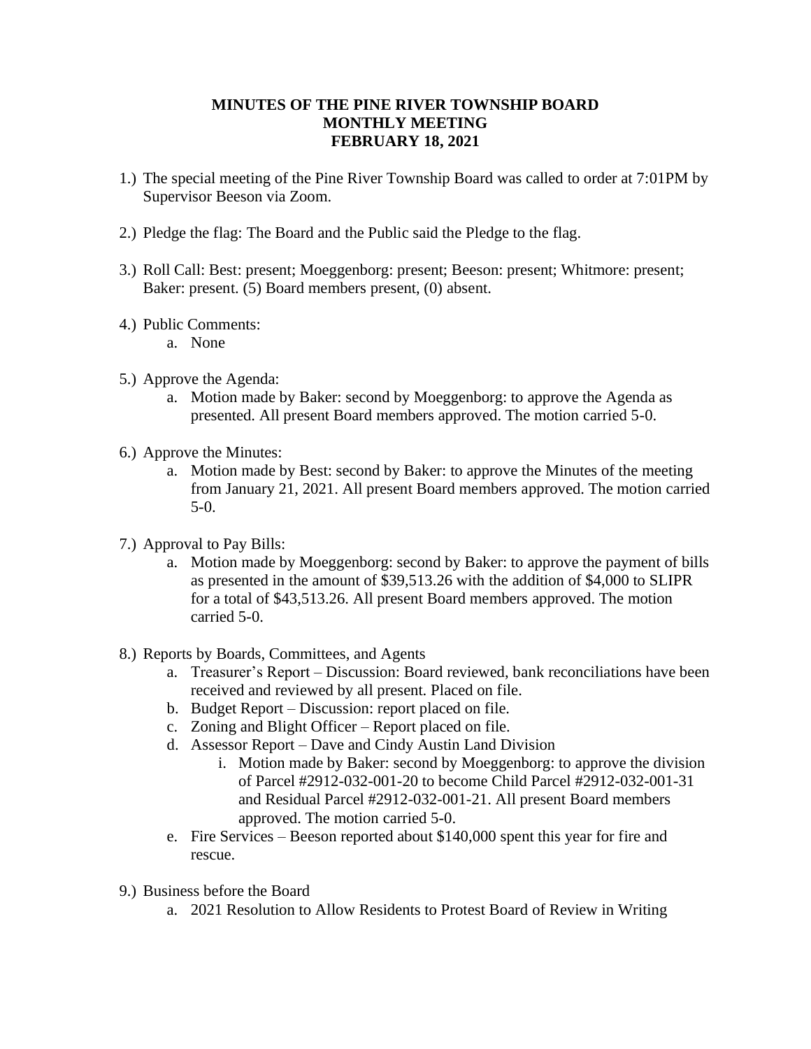**MINUTES OF THE PINE RIVER TOWNSHIP BOARD**
**MONTHLY MEETING**
**FEBRUARY 18, 2021**

1.) The special meeting of the Pine River Township Board was called to order at 7:01PM by Supervisor Beeson via Zoom.

2.) Pledge the flag: The Board and the Public said the Pledge to the flag.

3.) Roll Call: Best: present; Moeggenborg: present; Beeson: present; Whitmore: present; Baker: present. (5) Board members present, (0) absent.

4.) Public Comments:
    a. None

5.) Approve the Agenda:
    a. Motion made by Baker: second by Moeggenborg: to approve the Agenda as presented. All present Board members approved. The motion carried 5-0.

6.) Approve the Minutes:
    a. Motion made by Best: second by Baker: to approve the Minutes of the meeting from January 21, 2021. All present Board members approved. The motion carried 5-0.

7.) Approval to Pay Bills:
    a. Motion made by Moeggenborg: second by Baker: to approve the payment of bills as presented in the amount of $39,513.26 with the addition of $4,000 to SLIPR for a total of $43,513.26. All present Board members approved. The motion carried 5-0.

8.) Reports by Boards, Committees, and Agents
    a. Treasurer's Report – Discussion: Board reviewed, bank reconciliations have been received and reviewed by all present. Placed on file.
    b. Budget Report – Discussion: report placed on file.
    c. Zoning and Blight Officer – Report placed on file.
    d. Assessor Report – Dave and Cindy Austin Land Division
        i. Motion made by Baker: second by Moeggenborg: to approve the division of Parcel #2912-032-001-20 to become Child Parcel #2912-032-001-31 and Residual Parcel #2912-032-001-21. All present Board members approved. The motion carried 5-0.
    e. Fire Services – Beeson reported about $140,000 spent this year for fire and rescue.

9.) Business before the Board
    a. 2021 Resolution to Allow Residents to Protest Board of Review in Writing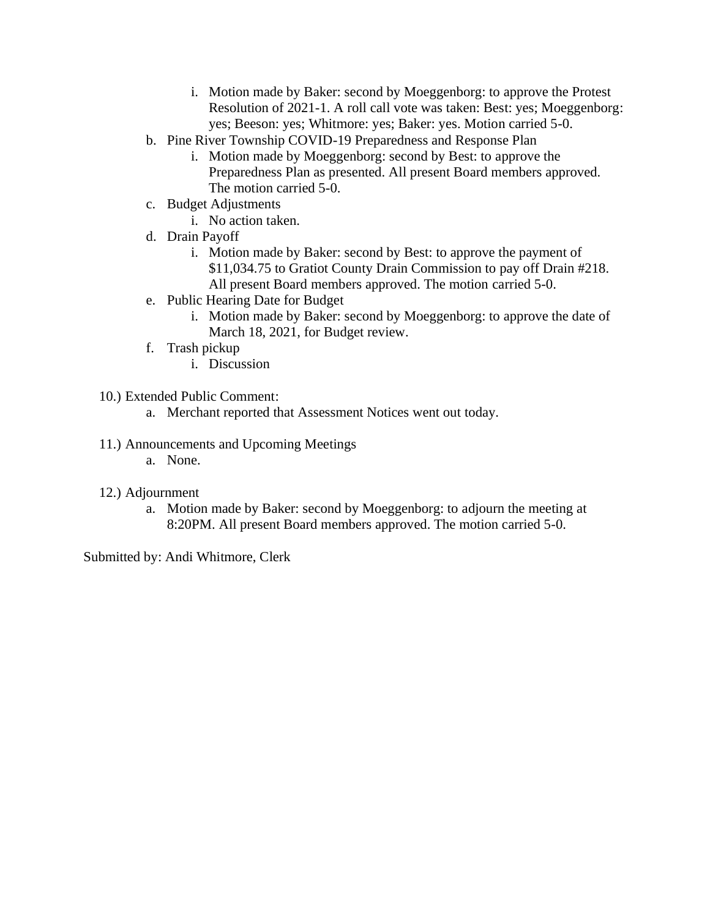- i. Motion made by Baker: second by Moeggenborg: to approve the Protest Resolution of 2021-1. A roll call vote was taken: Best: yes; Moeggenborg: yes; Beeson: yes; Whitmore: yes; Baker: yes. Motion carried 5-0.

b. Pine River Township COVID-19 Preparedness and Response Plan
   - i. Motion made by Moeggenborg: second by Best: to approve the Preparedness Plan as presented. All present Board members approved. The motion carried 5-0.

c. Budget Adjustments
   - i. No action taken.

d. Drain Payoff
   - i. Motion made by Baker: second by Best: to approve the payment of $11,034.75 to Gratiot County Drain Commission to pay off Drain #218. All present Board members approved. The motion carried 5-0.

e. Public Hearing Date for Budget
   - i. Motion made by Baker: second by Moeggenborg: to approve the date of March 18, 2021, for Budget review.

f. Trash pickup
   - i. Discussion

10.) Extended Public Comment:

a. Merchant reported that Assessment Notices went out today.

11.) Announcements and Upcoming Meetings

a. None.

12.) Adjournment

a. Motion made by Baker: second by Moeggenborg: to adjourn the meeting at 8:20PM. All present Board members approved. The motion carried 5-0.

Submitted by: Andi Whitmore, Clerk